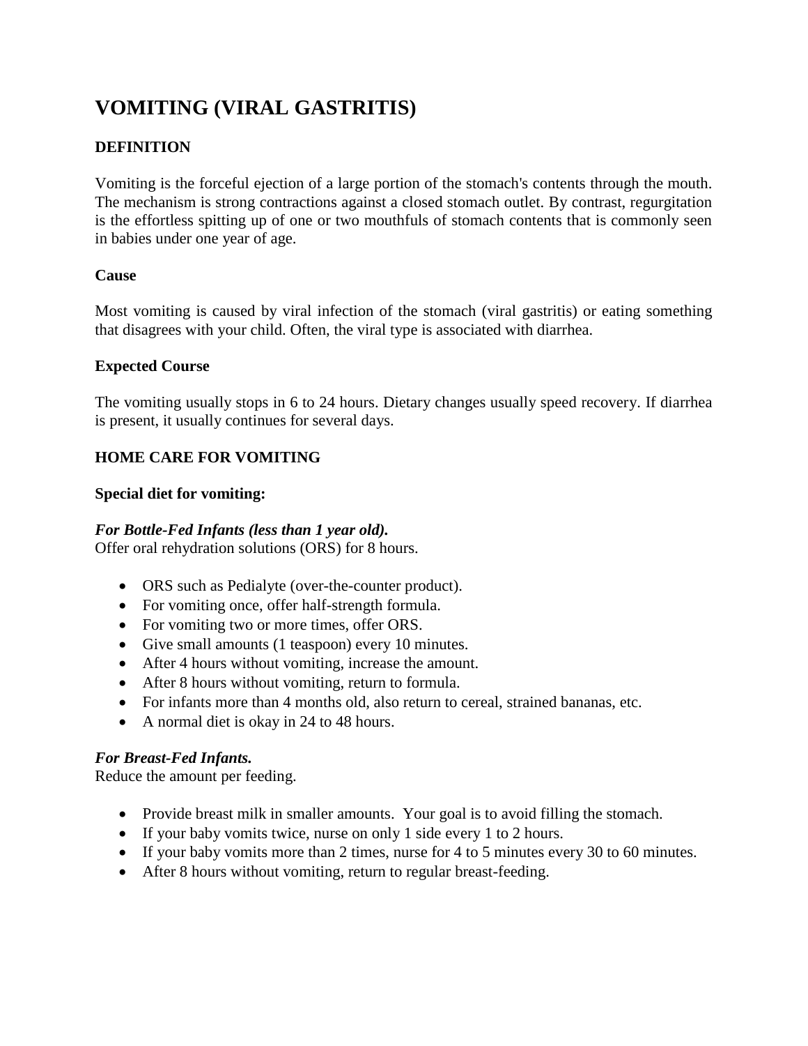# VOMITING (VIRAL GASTRITIS)

## DEFINITION

Vomiting is the forceful ejection of a large portion of the stomach's contents through the mouth. The mechanism is strong contractions against a closed stomach outlet. By contrast, regurgitation is the effortless spitting up of one or two mouthfuls of stomach contents that is commonly seen in babies under one year of age.

### Cause

Most vomiting is caused by viral infection of the stomach (viral gastritis) or eating something that disagrees with your child. Often, the viral type is associated with diarrhea.

### Expected Course

The vomiting usually stops in 6 to 24 hours. Dietary changes usually speed recovery. If diarrhea is present, it usually continues for several days.

## HOME CARE FOR VOMITING

### Special diet for vomiting:

***For Bottle-Fed Infants (less than 1 year old).***
Offer oral rehydration solutions (ORS) for 8 hours.

- ORS such as Pedialyte (over-the-counter product).
- For vomiting once, offer half-strength formula.
- For vomiting two or more times, offer ORS.
- Give small amounts (1 teaspoon) every 10 minutes.
- After 4 hours without vomiting, increase the amount.
- After 8 hours without vomiting, return to formula.
- For infants more than 4 months old, also return to cereal, strained bananas, etc.
- A normal diet is okay in 24 to 48 hours.

***For Breast-Fed Infants.***
Reduce the amount per feeding.

- Provide breast milk in smaller amounts. Your goal is to avoid filling the stomach.
- If your baby vomits twice, nurse on only 1 side every 1 to 2 hours.
- If your baby vomits more than 2 times, nurse for 4 to 5 minutes every 30 to 60 minutes.
- After 8 hours without vomiting, return to regular breast-feeding.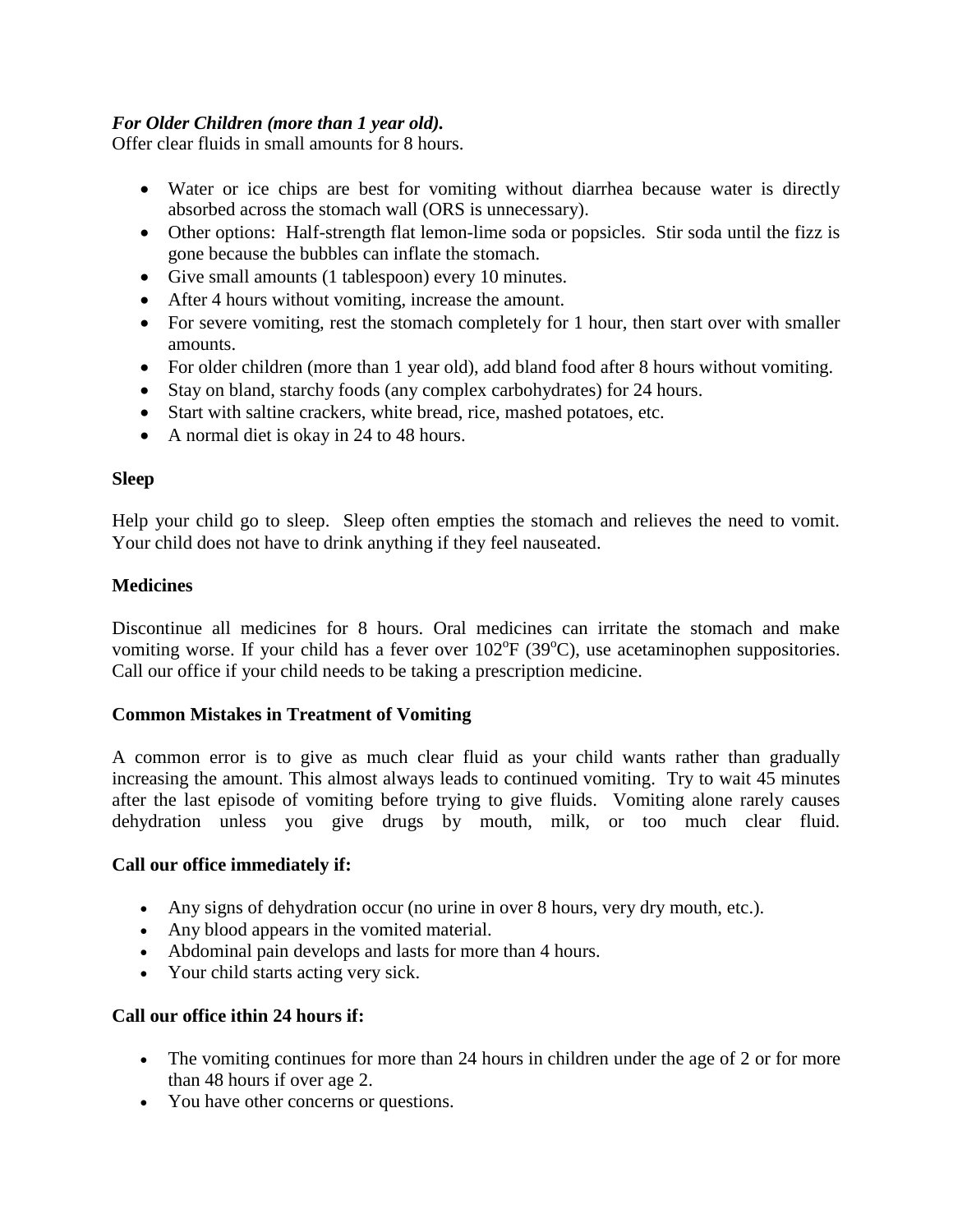***For Older Children (more than 1 year old).***

Offer clear fluids in small amounts for 8 hours.

- Water or ice chips are best for vomiting without diarrhea because water is directly absorbed across the stomach wall (ORS is unnecessary).
- Other options: Half-strength flat lemon-lime soda or popsicles. Stir soda until the fizz is gone because the bubbles can inflate the stomach.
- Give small amounts (1 tablespoon) every 10 minutes.
- After 4 hours without vomiting, increase the amount.
- For severe vomiting, rest the stomach completely for 1 hour, then start over with smaller amounts.
- For older children (more than 1 year old), add bland food after 8 hours without vomiting.
- Stay on bland, starchy foods (any complex carbohydrates) for 24 hours.
- Start with saltine crackers, white bread, rice, mashed potatoes, etc.
- A normal diet is okay in 24 to 48 hours.

**Sleep**

Help your child go to sleep. Sleep often empties the stomach and relieves the need to vomit. Your child does not have to drink anything if they feel nauseated.

**Medicines**

Discontinue all medicines for 8 hours. Oral medicines can irritate the stomach and make vomiting worse. If your child has a fever over $102^{o}$F ($39^{o}$C), use acetaminophen suppositories. Call our office if your child needs to be taking a prescription medicine.

**Common Mistakes in Treatment of Vomiting**

A common error is to give as much clear fluid as your child wants rather than gradually increasing the amount. This almost always leads to continued vomiting. Try to wait 45 minutes after the last episode of vomiting before trying to give fluids. Vomiting alone rarely causes dehydration unless you give drugs by mouth, milk, or too much clear fluid.

**Call our office immediately if:**

- Any signs of dehydration occur (no urine in over 8 hours, very dry mouth, etc.).
- Any blood appears in the vomited material.
- Abdominal pain develops and lasts for more than 4 hours.
- Your child starts acting very sick.

**Call our office ithin 24 hours if:**

- The vomiting continues for more than 24 hours in children under the age of 2 or for more than 48 hours if over age 2.
- You have other concerns or questions.